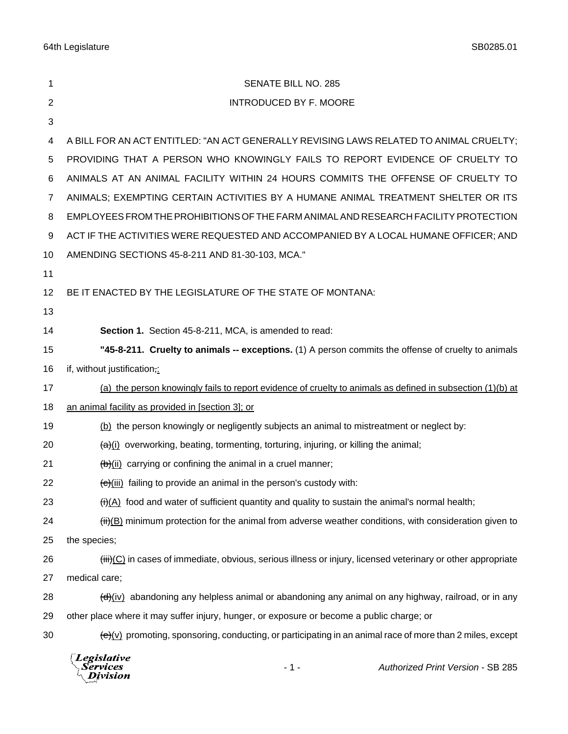SENATE BILL NO. 285

INTRODUCED BY F. MOORE

A BILL FOR AN ACT ENTITLED: "AN ACT GENERALLY REVISING LAWS RELATED TO ANIMAL CRUELTY; PROVIDING THAT A PERSON WHO KNOWINGLY FAILS TO REPORT EVIDENCE OF CRUELTY TO ANIMALS AT AN ANIMAL FACILITY WITHIN 24 HOURS COMMITS THE OFFENSE OF CRUELTY TO ANIMALS; EXEMPTING CERTAIN ACTIVITIES BY A HUMANE ANIMAL TREATMENT SHELTER OR ITS EMPLOYEES FROM THE PROHIBITIONS OF THE FARM ANIMAL AND RESEARCH FACILITY PROTECTION ACT IF THE ACTIVITIES WERE REQUESTED AND ACCOMPANIED BY A LOCAL HUMANE OFFICER; AND AMENDING SECTIONS 45-8-211 AND 81-30-103, MCA."

BE IT ENACTED BY THE LEGISLATURE OF THE STATE OF MONTANA:

**Section 1.** Section 45-8-211, MCA, is amended to read:

**"45-8-211. Cruelty to animals -- exceptions.** (1) A person commits the offense of cruelty to animals if, without justification~~,~~:

(a) the person knowingly fails to report evidence of cruelty to animals as defined in subsection (1)(b) at an animal facility as provided in [section 3]; or

(b) the person knowingly or negligently subjects an animal to mistreatment or neglect by:

~~(a)~~(i) overworking, beating, tormenting, torturing, injuring, or killing the animal;

~~(b)~~(ii) carrying or confining the animal in a cruel manner;

~~(c)~~(iii) failing to provide an animal in the person's custody with:

~~(i)~~(A) food and water of sufficient quantity and quality to sustain the animal's normal health;

~~(ii)~~(B) minimum protection for the animal from adverse weather conditions, with consideration given to the species;

~~(iii)~~(C) in cases of immediate, obvious, serious illness or injury, licensed veterinary or other appropriate medical care;

~~(d)~~(iv) abandoning any helpless animal or abandoning any animal on any highway, railroad, or in any other place where it may suffer injury, hunger, or exposure or become a public charge; or

~~(e)~~(v) promoting, sponsoring, conducting, or participating in an animal race of more than 2 miles, except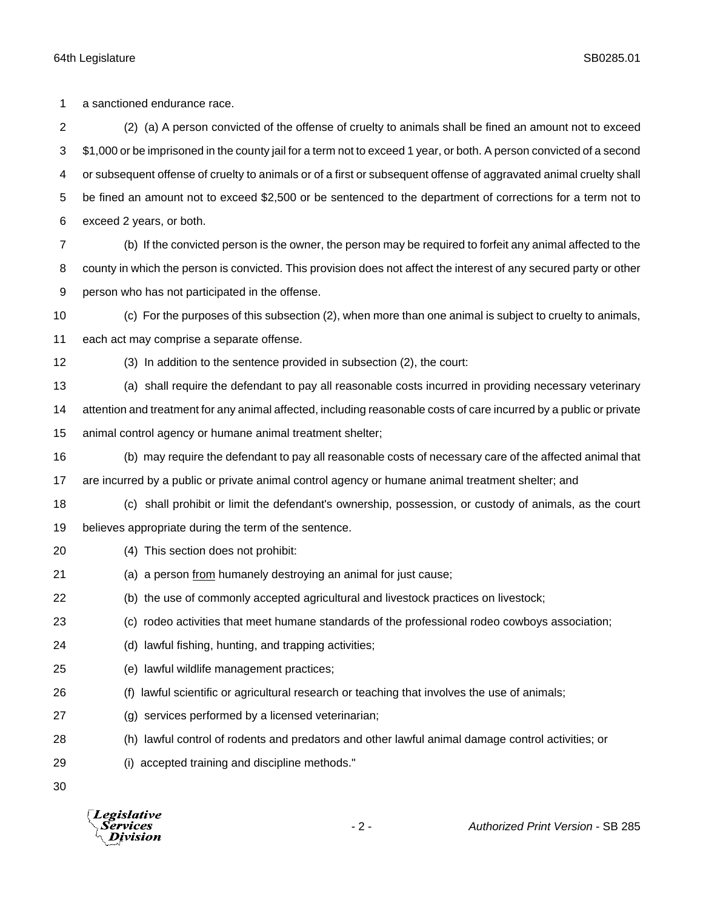a sanctioned endurance race.

(2) (a) A person convicted of the offense of cruelty to animals shall be fined an amount not to exceed $1,000 or be imprisoned in the county jail for a term not to exceed 1 year, or both. A person convicted of a second or subsequent offense of cruelty to animals or of a first or subsequent offense of aggravated animal cruelty shall be fined an amount not to exceed $2,500 or be sentenced to the department of corrections for a term not to exceed 2 years, or both.

(b) If the convicted person is the owner, the person may be required to forfeit any animal affected to the county in which the person is convicted. This provision does not affect the interest of any secured party or other person who has not participated in the offense.

(c) For the purposes of this subsection (2), when more than one animal is subject to cruelty to animals, each act may comprise a separate offense.

(3) In addition to the sentence provided in subsection (2), the court:

(a) shall require the defendant to pay all reasonable costs incurred in providing necessary veterinary attention and treatment for any animal affected, including reasonable costs of care incurred by a public or private animal control agency or humane animal treatment shelter;

(b) may require the defendant to pay all reasonable costs of necessary care of the affected animal that are incurred by a public or private animal control agency or humane animal treatment shelter; and

(c) shall prohibit or limit the defendant's ownership, possession, or custody of animals, as the court believes appropriate during the term of the sentence.

(4) This section does not prohibit:

(a) a person <u>from</u> humanely destroying an animal for just cause;

(b) the use of commonly accepted agricultural and livestock practices on livestock;

(c) rodeo activities that meet humane standards of the professional rodeo cowboys association;

(d) lawful fishing, hunting, and trapping activities;

(e) lawful wildlife management practices;

(f) lawful scientific or agricultural research or teaching that involves the use of animals;

(g) services performed by a licensed veterinarian;

(h) lawful control of rodents and predators and other lawful animal damage control activities; or

(i) accepted training and discipline methods."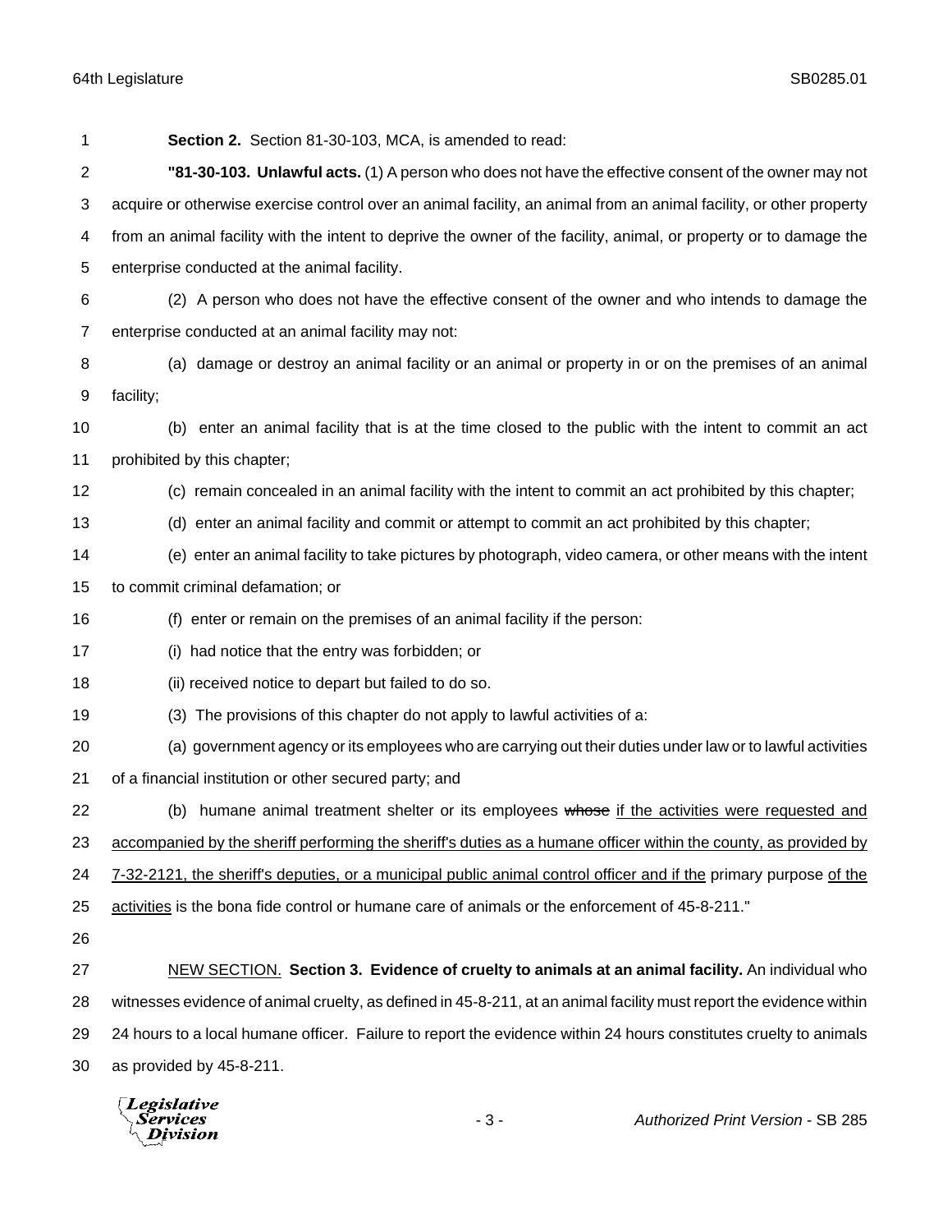**Section 2.** Section 81-30-103, MCA, is amended to read:

**"81-30-103. Unlawful acts.** (1) A person who does not have the effective consent of the owner may not acquire or otherwise exercise control over an animal facility, an animal from an animal facility, or other property from an animal facility with the intent to deprive the owner of the facility, animal, or property or to damage the enterprise conducted at the animal facility.

(2) A person who does not have the effective consent of the owner and who intends to damage the enterprise conducted at an animal facility may not:

(a) damage or destroy an animal facility or an animal or property in or on the premises of an animal facility;

(b) enter an animal facility that is at the time closed to the public with the intent to commit an act prohibited by this chapter;

(c) remain concealed in an animal facility with the intent to commit an act prohibited by this chapter;

(d) enter an animal facility and commit or attempt to commit an act prohibited by this chapter;

(e) enter an animal facility to take pictures by photograph, video camera, or other means with the intent to commit criminal defamation; or

(f) enter or remain on the premises of an animal facility if the person:

(i) had notice that the entry was forbidden; or

(ii) received notice to depart but failed to do so.

(3) The provisions of this chapter do not apply to lawful activities of a:

(a) government agency or its employees who are carrying out their duties under law or to lawful activities of a financial institution or other secured party; and

(b) humane animal treatment shelter or its employees ~~whose~~ <u>if the activities were requested and accompanied by the sheriff performing the sheriff's duties as a humane officer within the county, as provided by 7-32-2121, the sheriff's deputies, or a municipal public animal control officer and if the</u> primary purpose <u>of the activities</u> is the bona fide control or humane care of animals or the enforcement of 45-8-211."

<u>NEW SECTION.</u> **Section 3. Evidence of cruelty to animals at an animal facility.** An individual who witnesses evidence of animal cruelty, as defined in 45-8-211, at an animal facility must report the evidence within 24 hours to a local humane officer. Failure to report the evidence within 24 hours constitutes cruelty to animals as provided by 45-8-211.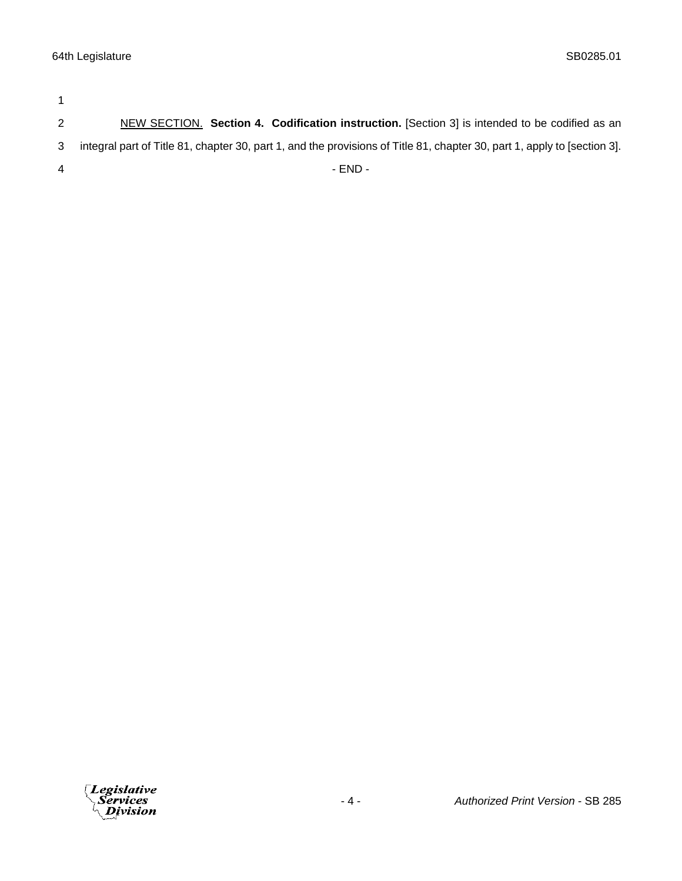<u>NEW SECTION.</u> **Section 4. Codification instruction.** [Section 3] is intended to be codified as an integral part of Title 81, chapter 30, part 1, and the provisions of Title 81, chapter 30, part 1, apply to [section 3].

- END -